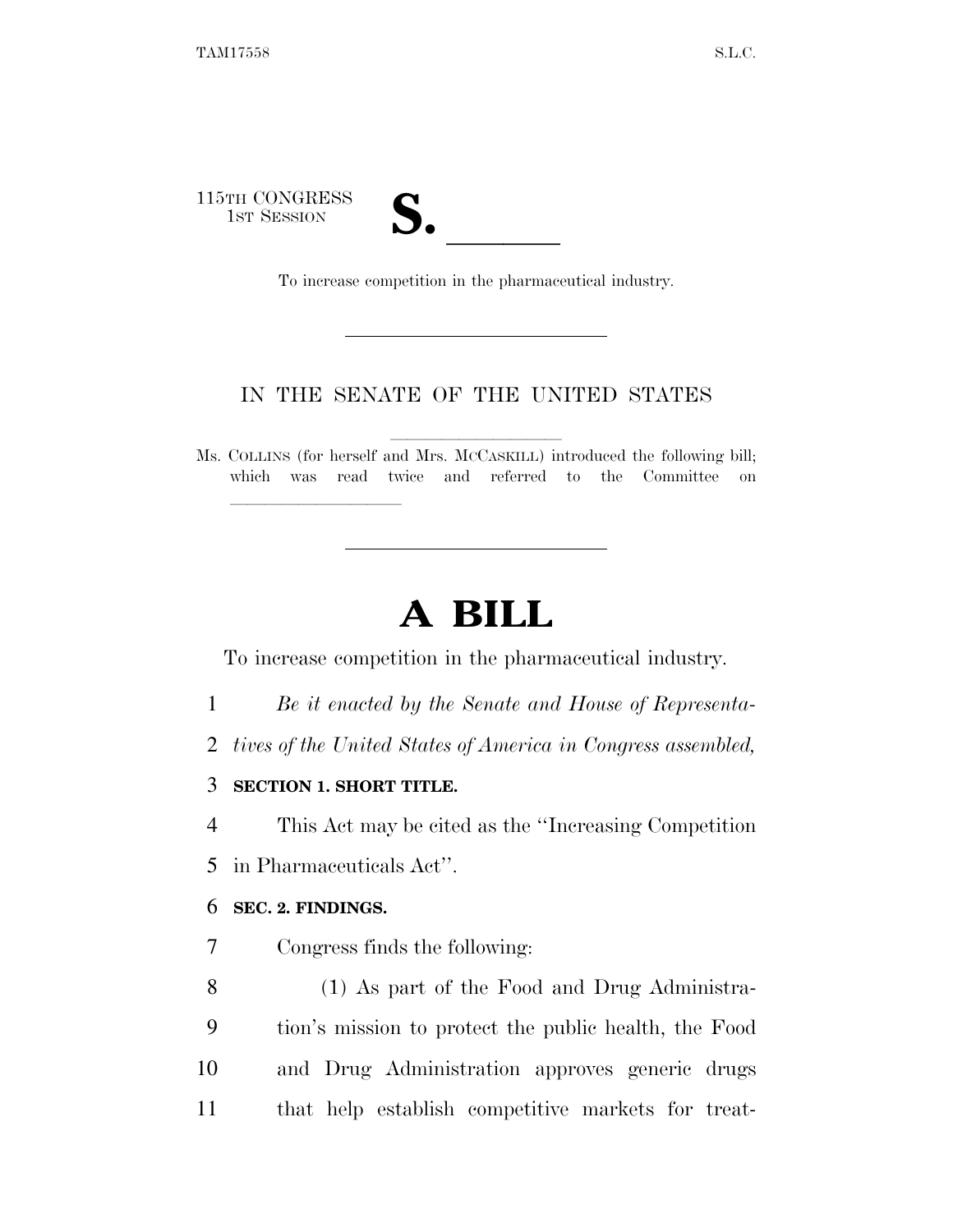115TH CONGRESS
1ST SESSION

# S. ______

To increase competition in the pharmaceutical industry.

IN THE SENATE OF THE UNITED STATES

Ms. COLLINS (for herself and Mrs. MCCASKILL) introduced the following bill; which was read twice and referred to the Committee on ______________

# A BILL

To increase competition in the pharmaceutical industry.

1 *Be it enacted by the Senate and House of Representa-*
2 *tives of the United States of America in Congress assembled,*

3 **SECTION 1. SHORT TITLE.**

4 This Act may be cited as the ''Increasing Competition
5 in Pharmaceuticals Act''.

6 **SEC. 2. FINDINGS.**

7 Congress finds the following:

8 (1) As part of the Food and Drug Administra-
9 tion's mission to protect the public health, the Food
10 and Drug Administration approves generic drugs
11 that help establish competitive markets for treat-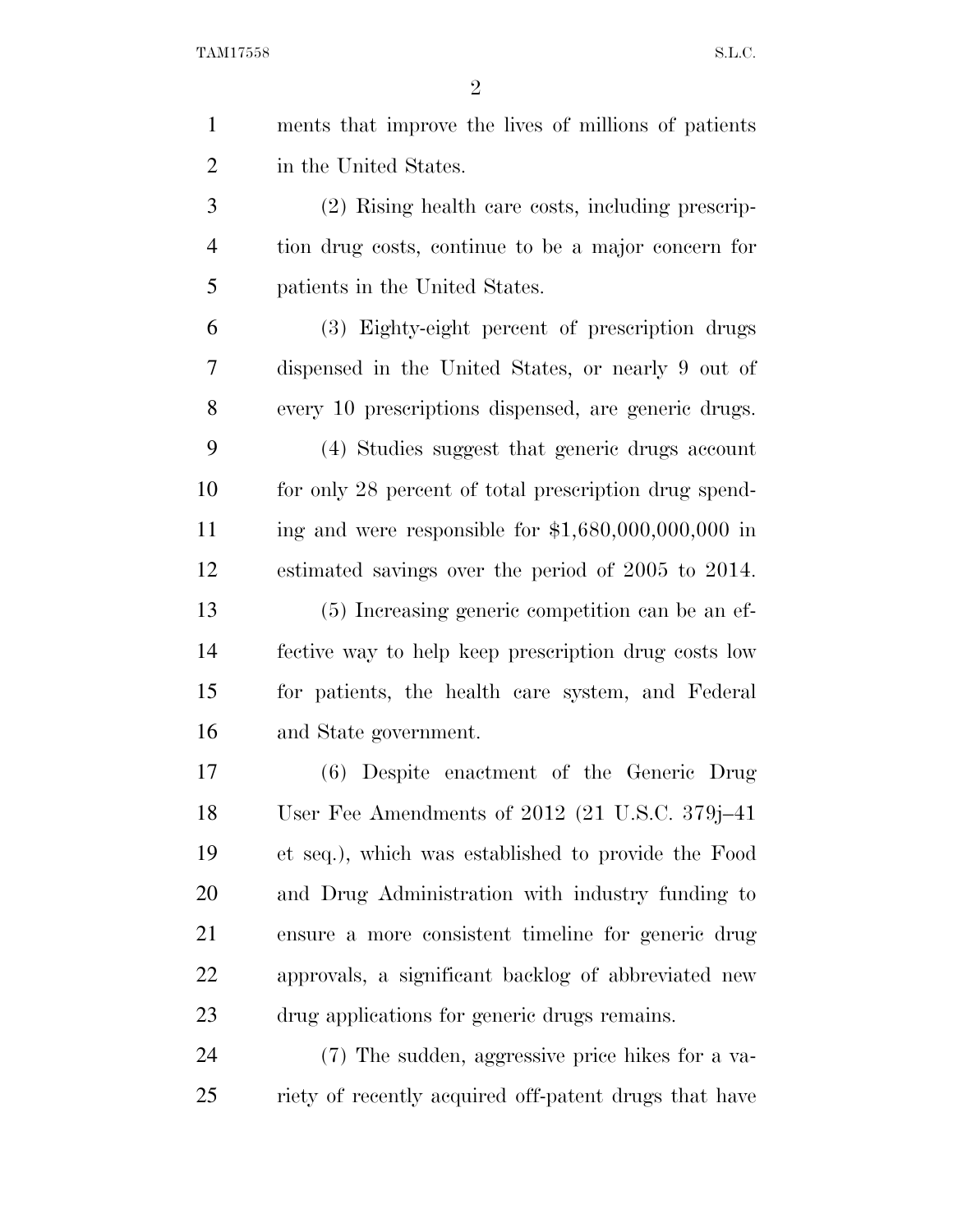ments that improve the lives of millions of patients in the United States.

(2) Rising health care costs, including prescription drug costs, continue to be a major concern for patients in the United States.

(3) Eighty-eight percent of prescription drugs dispensed in the United States, or nearly 9 out of every 10 prescriptions dispensed, are generic drugs.

(4) Studies suggest that generic drugs account for only 28 percent of total prescription drug spending and were responsible for $1,680,000,000,000 in estimated savings over the period of 2005 to 2014.

(5) Increasing generic competition can be an effective way to help keep prescription drug costs low for patients, the health care system, and Federal and State government.

(6) Despite enactment of the Generic Drug User Fee Amendments of 2012 (21 U.S.C. 379j–41 et seq.), which was established to provide the Food and Drug Administration with industry funding to ensure a more consistent timeline for generic drug approvals, a significant backlog of abbreviated new drug applications for generic drugs remains.

(7) The sudden, aggressive price hikes for a variety of recently acquired off-patent drugs that have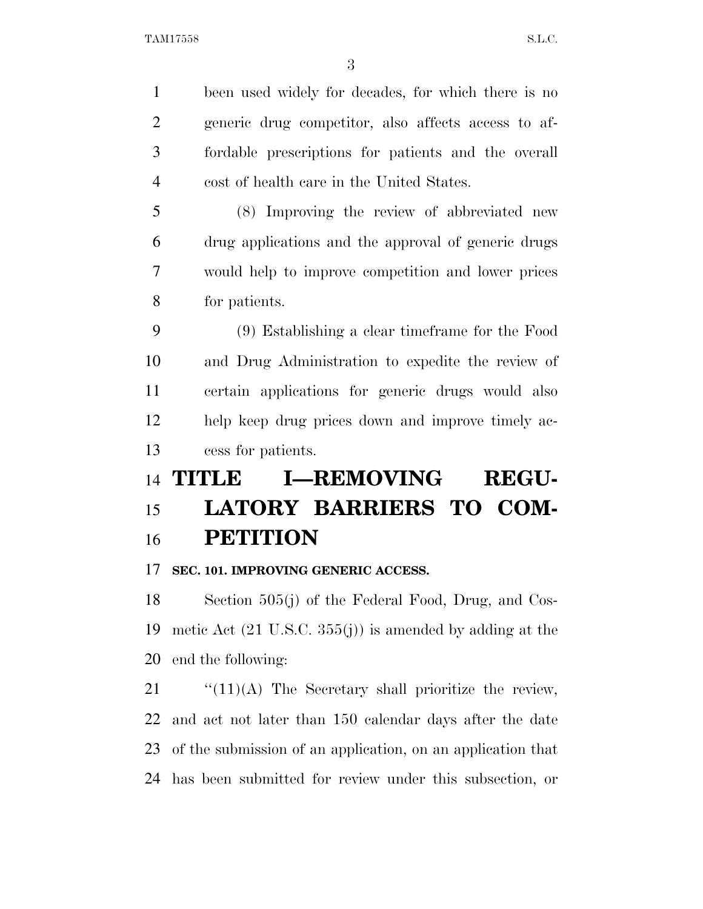been used widely for decades, for which there is no generic drug competitor, also affects access to affordable prescriptions for patients and the overall cost of health care in the United States.

(8) Improving the review of abbreviated new drug applications and the approval of generic drugs would help to improve competition and lower prices for patients.

(9) Establishing a clear timeframe for the Food and Drug Administration to expedite the review of certain applications for generic drugs would also help keep drug prices down and improve timely access for patients.

# TITLE I—REMOVING REGULATORY BARRIERS TO COMPETITION

### SEC. 101. IMPROVING GENERIC ACCESS.

Section 505(j) of the Federal Food, Drug, and Cosmetic Act (21 U.S.C. 355(j)) is amended by adding at the end the following:

"(11)(A) The Secretary shall prioritize the review, and act not later than 150 calendar days after the date of the submission of an application, on an application that has been submitted for review under this subsection, or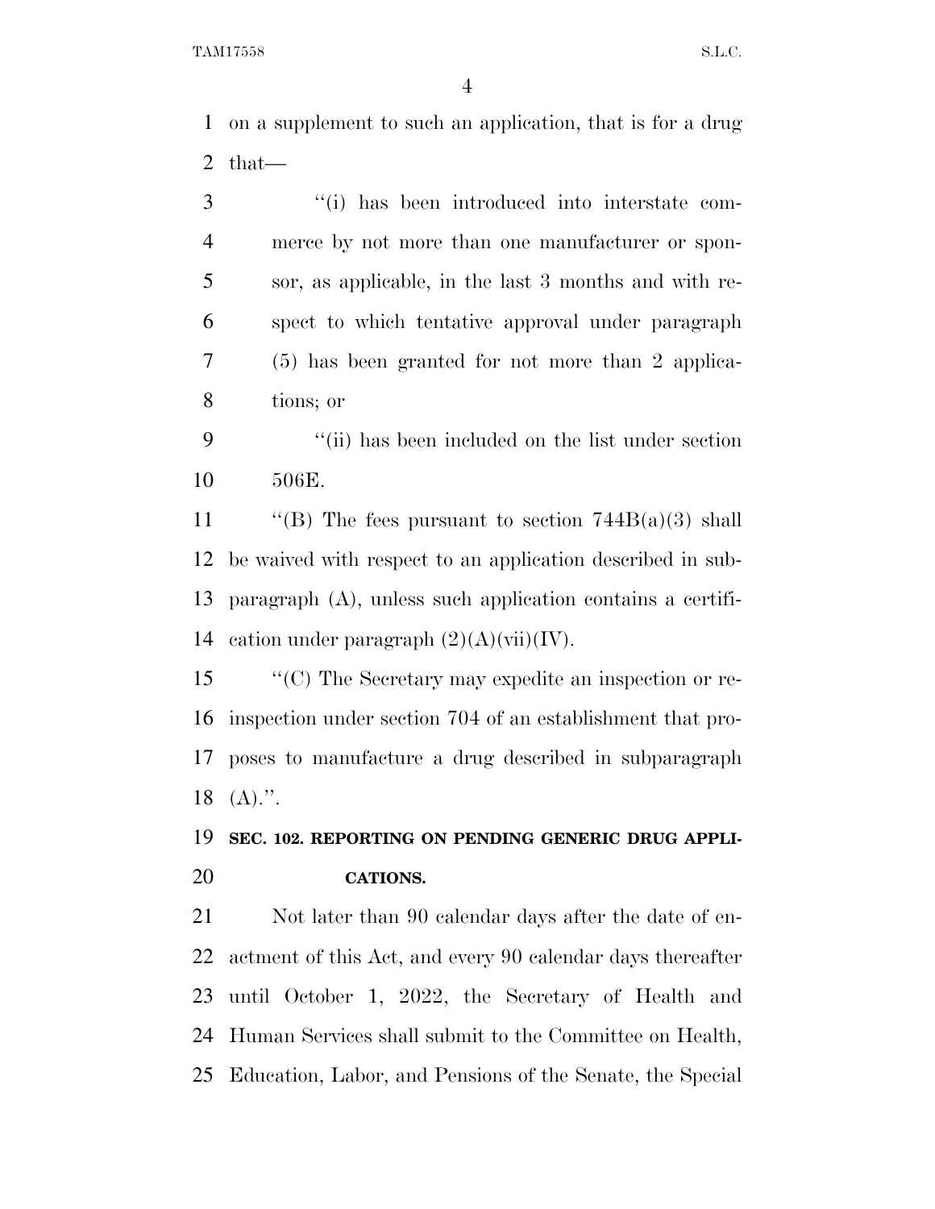on a supplement to such an application, that is for a drug that—

''(i) has been introduced into interstate commerce by not more than one manufacturer or sponsor, as applicable, in the last 3 months and with respect to which tentative approval under paragraph (5) has been granted for not more than 2 applications; or

''(ii) has been included on the list under section 506E.

''(B) The fees pursuant to section 744B(a)(3) shall be waived with respect to an application described in subparagraph (A), unless such application contains a certification under paragraph (2)(A)(vii)(IV).

''(C) The Secretary may expedite an inspection or reinspection under section 704 of an establishment that proposes to manufacture a drug described in subparagraph (A).''.

**SEC. 102. REPORTING ON PENDING GENERIC DRUG APPLICATIONS.**

Not later than 90 calendar days after the date of enactment of this Act, and every 90 calendar days thereafter until October 1, 2022, the Secretary of Health and Human Services shall submit to the Committee on Health, Education, Labor, and Pensions of the Senate, the Special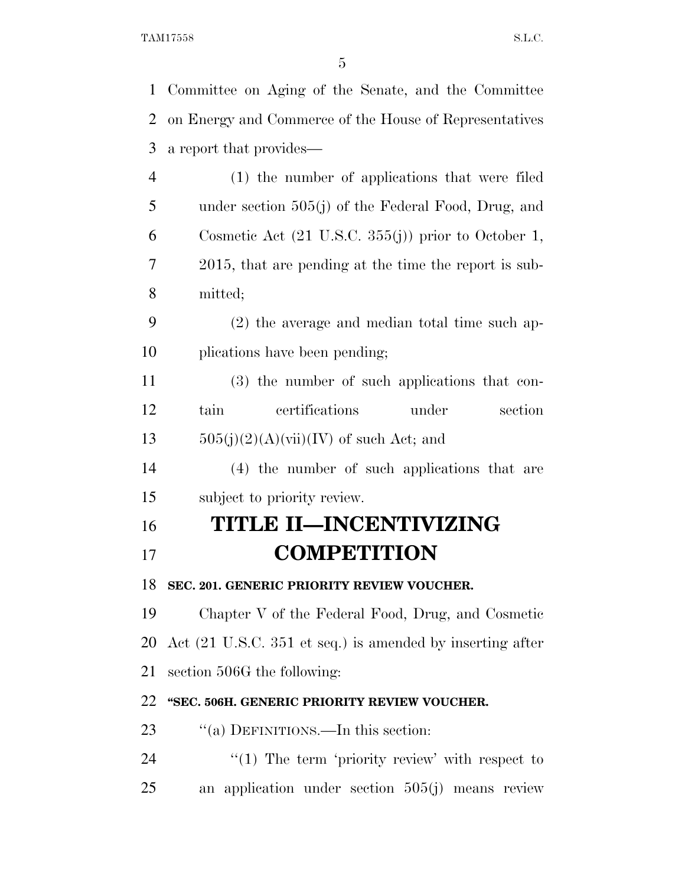Committee on Aging of the Senate, and the Committee on Energy and Commerce of the House of Representatives a report that provides—

(1) the number of applications that were filed under section 505(j) of the Federal Food, Drug, and Cosmetic Act (21 U.S.C. 355(j)) prior to October 1, 2015, that are pending at the time the report is submitted;

(2) the average and median total time such applications have been pending;

(3) the number of such applications that contain certifications under section 505(j)(2)(A)(vii)(IV) of such Act; and

(4) the number of such applications that are subject to priority review.

# TITLE II—INCENTIVIZING COMPETITION

### SEC. 201. GENERIC PRIORITY REVIEW VOUCHER.

Chapter V of the Federal Food, Drug, and Cosmetic Act (21 U.S.C. 351 et seq.) is amended by inserting after section 506G the following:

### "SEC. 506H. GENERIC PRIORITY REVIEW VOUCHER.

''(a) DEFINITIONS.—In this section:

''(1) The term 'priority review' with respect to an application under section 505(j) means review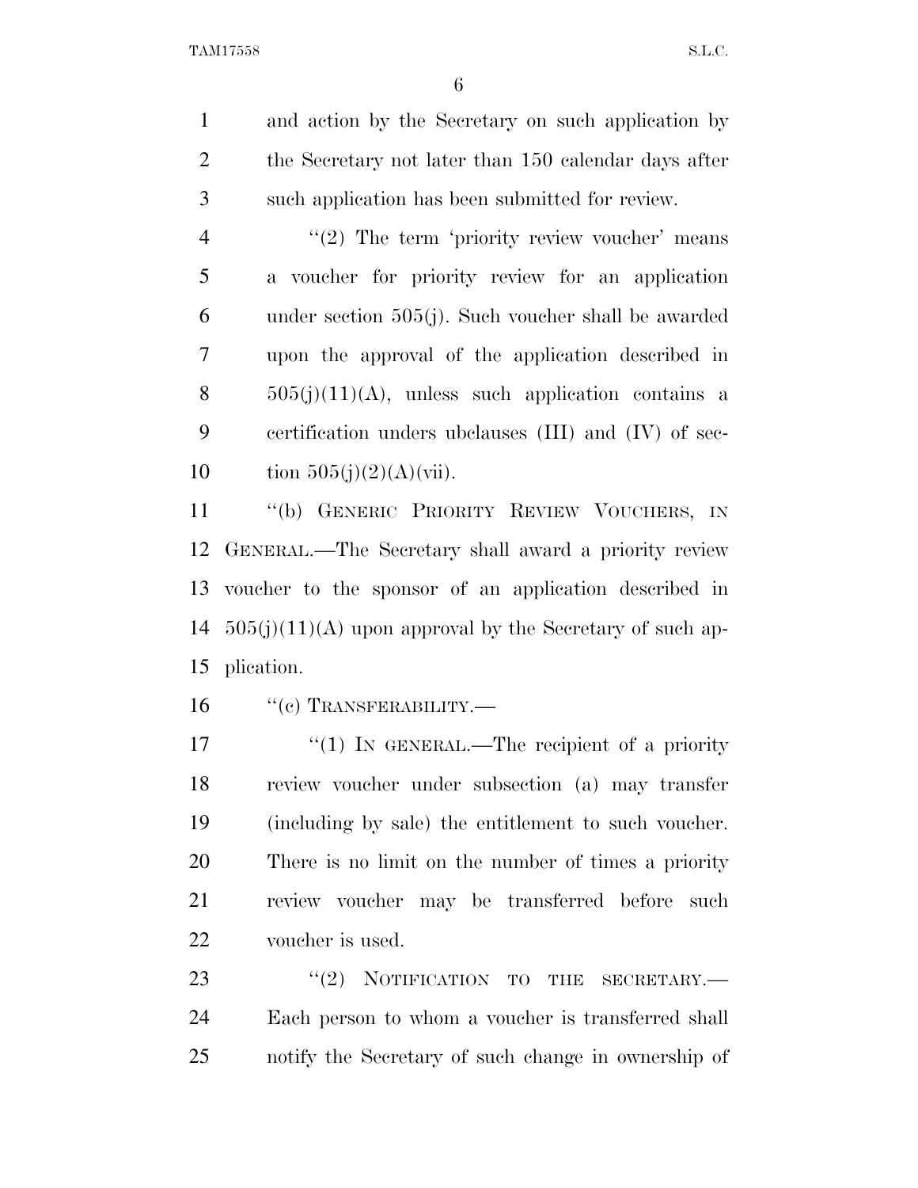and action by the Secretary on such application by the Secretary not later than 150 calendar days after such application has been submitted for review.

"(2) The term 'priority review voucher' means a voucher for priority review for an application under section 505(j). Such voucher shall be awarded upon the approval of the application described in 505(j)(11)(A), unless such application contains a certification unders ubclauses (III) and (IV) of section 505(j)(2)(A)(vii).

"(b) GENERIC PRIORITY REVIEW VOUCHERS, IN GENERAL.—The Secretary shall award a priority review voucher to the sponsor of an application described in 505(j)(11)(A) upon approval by the Secretary of such application.

"(c) TRANSFERABILITY.—

"(1) IN GENERAL.—The recipient of a priority review voucher under subsection (a) may transfer (including by sale) the entitlement to such voucher. There is no limit on the number of times a priority review voucher may be transferred before such voucher is used.

"(2) NOTIFICATION TO THE SECRETARY.— Each person to whom a voucher is transferred shall notify the Secretary of such change in ownership of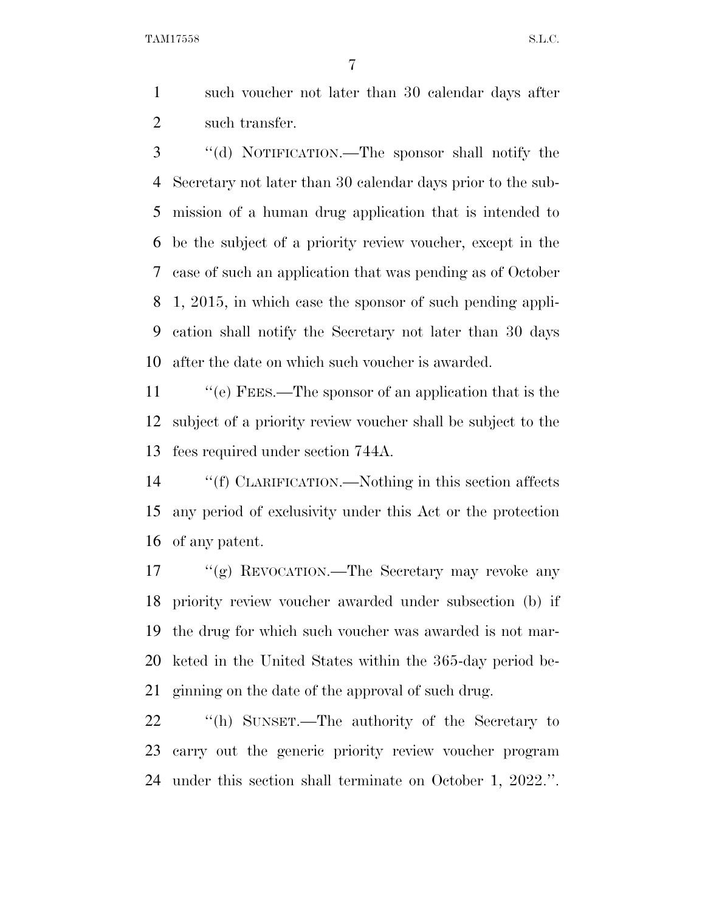such voucher not later than 30 calendar days after such transfer.

"(d) NOTIFICATION.—The sponsor shall notify the Secretary not later than 30 calendar days prior to the submission of a human drug application that is intended to be the subject of a priority review voucher, except in the case of such an application that was pending as of October 1, 2015, in which case the sponsor of such pending application shall notify the Secretary not later than 30 days after the date on which such voucher is awarded.

"(e) FEES.—The sponsor of an application that is the subject of a priority review voucher shall be subject to the fees required under section 744A.

"(f) CLARIFICATION.—Nothing in this section affects any period of exclusivity under this Act or the protection of any patent.

"(g) REVOCATION.—The Secretary may revoke any priority review voucher awarded under subsection (b) if the drug for which such voucher was awarded is not marketed in the United States within the 365-day period beginning on the date of the approval of such drug.

"(h) SUNSET.—The authority of the Secretary to carry out the generic priority review voucher program under this section shall terminate on October 1, 2022.".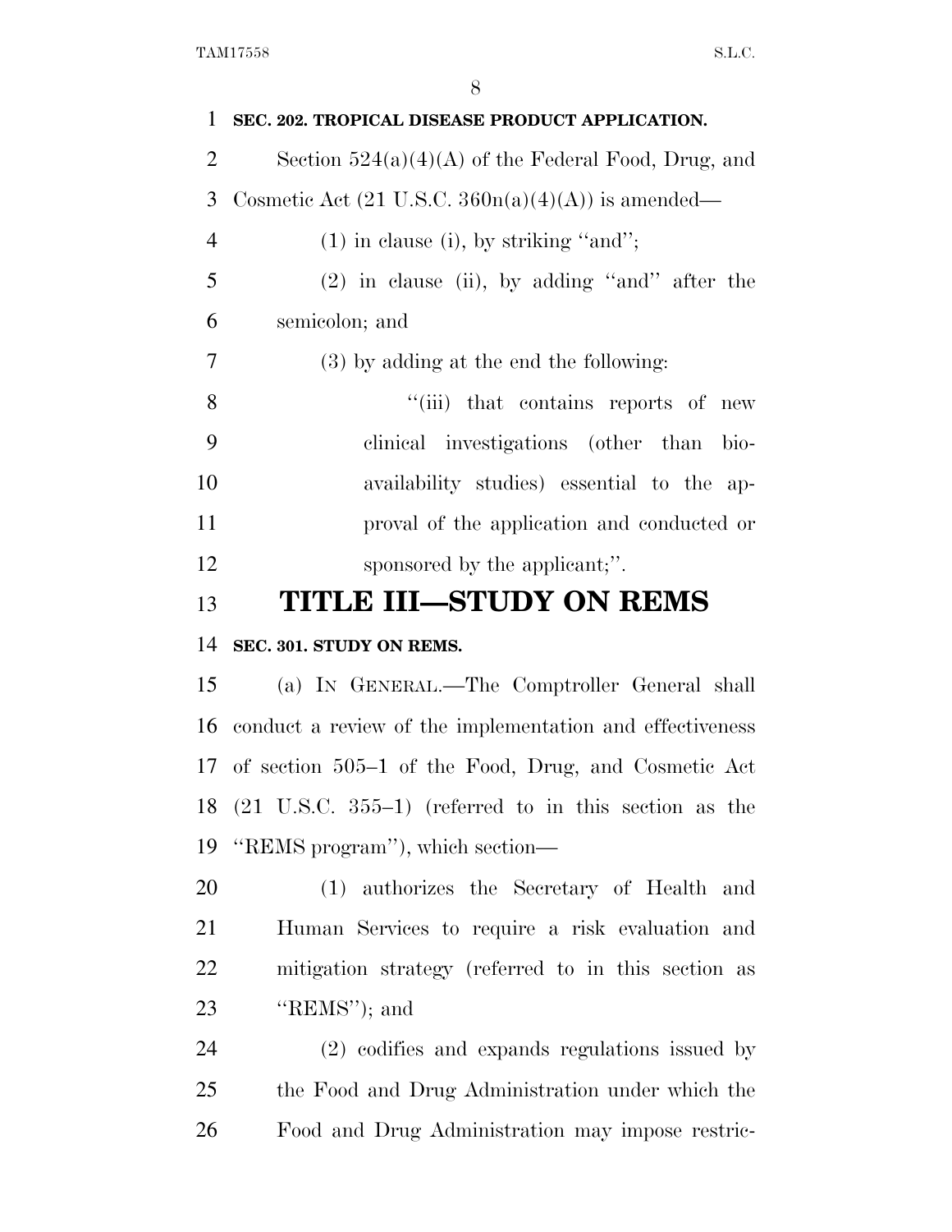**SEC. 202. TROPICAL DISEASE PRODUCT APPLICATION.**

Section 524(a)(4)(A) of the Federal Food, Drug, and Cosmetic Act (21 U.S.C. 360n(a)(4)(A)) is amended—

(1) in clause (i), by striking "and";

(2) in clause (ii), by adding "and" after the semicolon; and

(3) by adding at the end the following:

"(iii) that contains reports of new clinical investigations (other than bioavailability studies) essential to the approval of the application and conducted or sponsored by the applicant;".

# TITLE III—STUDY ON REMS

**SEC. 301. STUDY ON REMS.**

(a) IN GENERAL.—The Comptroller General shall conduct a review of the implementation and effectiveness of section 505–1 of the Food, Drug, and Cosmetic Act (21 U.S.C. 355–1) (referred to in this section as the "REMS program"), which section—

(1) authorizes the Secretary of Health and Human Services to require a risk evaluation and mitigation strategy (referred to in this section as "REMS"); and

(2) codifies and expands regulations issued by the Food and Drug Administration under which the Food and Drug Administration may impose restric-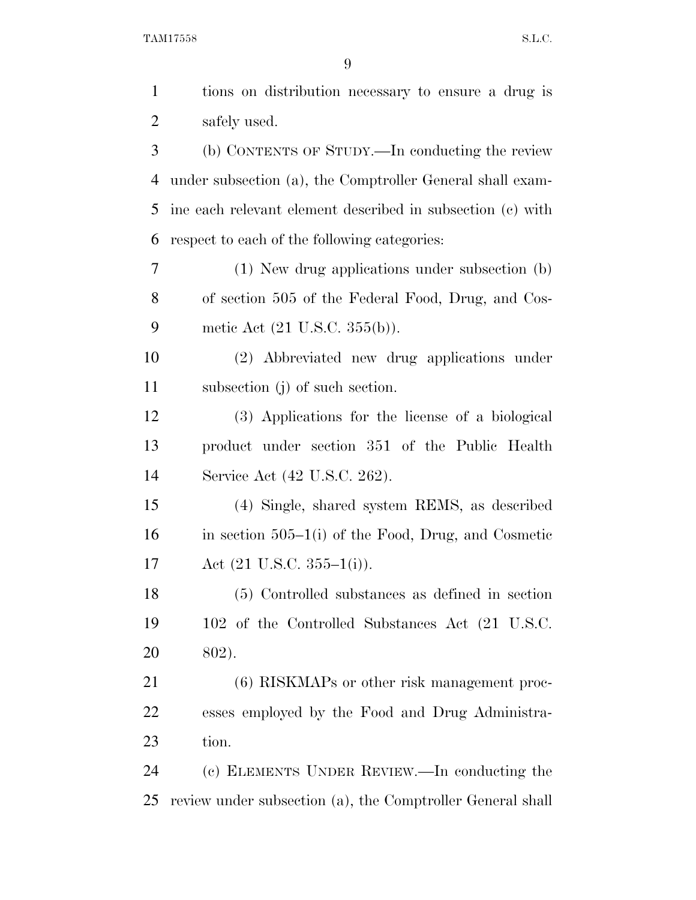tions on distribution necessary to ensure a drug is safely used.

(b) CONTENTS OF STUDY.—In conducting the review under subsection (a), the Comptroller General shall examine each relevant element described in subsection (c) with respect to each of the following categories:

(1) New drug applications under subsection (b) of section 505 of the Federal Food, Drug, and Cosmetic Act (21 U.S.C. 355(b)).

(2) Abbreviated new drug applications under subsection (j) of such section.

(3) Applications for the license of a biological product under section 351 of the Public Health Service Act (42 U.S.C. 262).

(4) Single, shared system REMS, as described in section 505–1(i) of the Food, Drug, and Cosmetic Act (21 U.S.C. 355–1(i)).

(5) Controlled substances as defined in section 102 of the Controlled Substances Act (21 U.S.C. 802).

(6) RISKMAPs or other risk management processes employed by the Food and Drug Administration.

(c) ELEMENTS UNDER REVIEW.—In conducting the review under subsection (a), the Comptroller General shall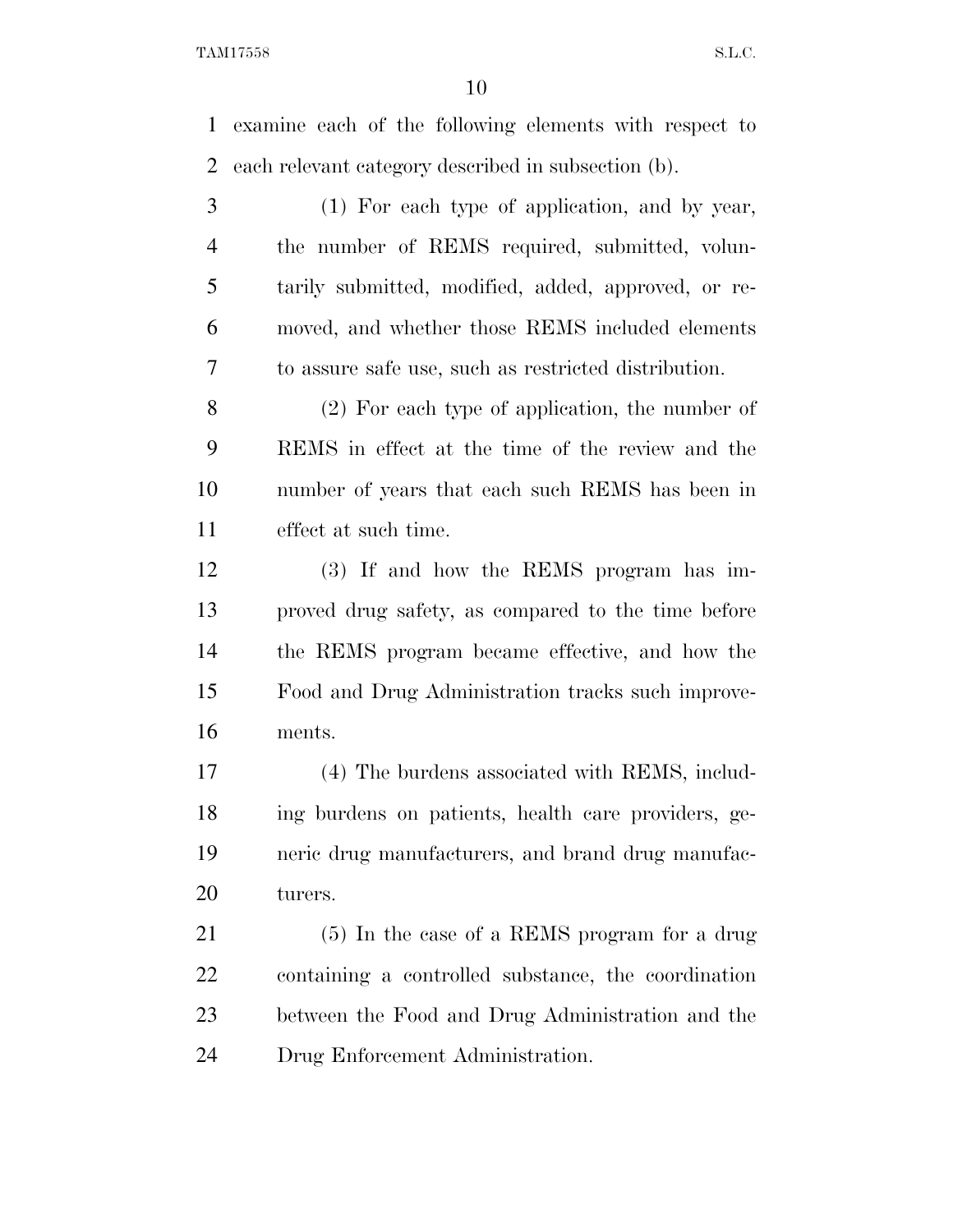examine each of the following elements with respect to each relevant category described in subsection (b).

(1) For each type of application, and by year, the number of REMS required, submitted, voluntarily submitted, modified, added, approved, or removed, and whether those REMS included elements to assure safe use, such as restricted distribution.

(2) For each type of application, the number of REMS in effect at the time of the review and the number of years that each such REMS has been in effect at such time.

(3) If and how the REMS program has improved drug safety, as compared to the time before the REMS program became effective, and how the Food and Drug Administration tracks such improvements.

(4) The burdens associated with REMS, including burdens on patients, health care providers, generic drug manufacturers, and brand drug manufacturers.

(5) In the case of a REMS program for a drug containing a controlled substance, the coordination between the Food and Drug Administration and the Drug Enforcement Administration.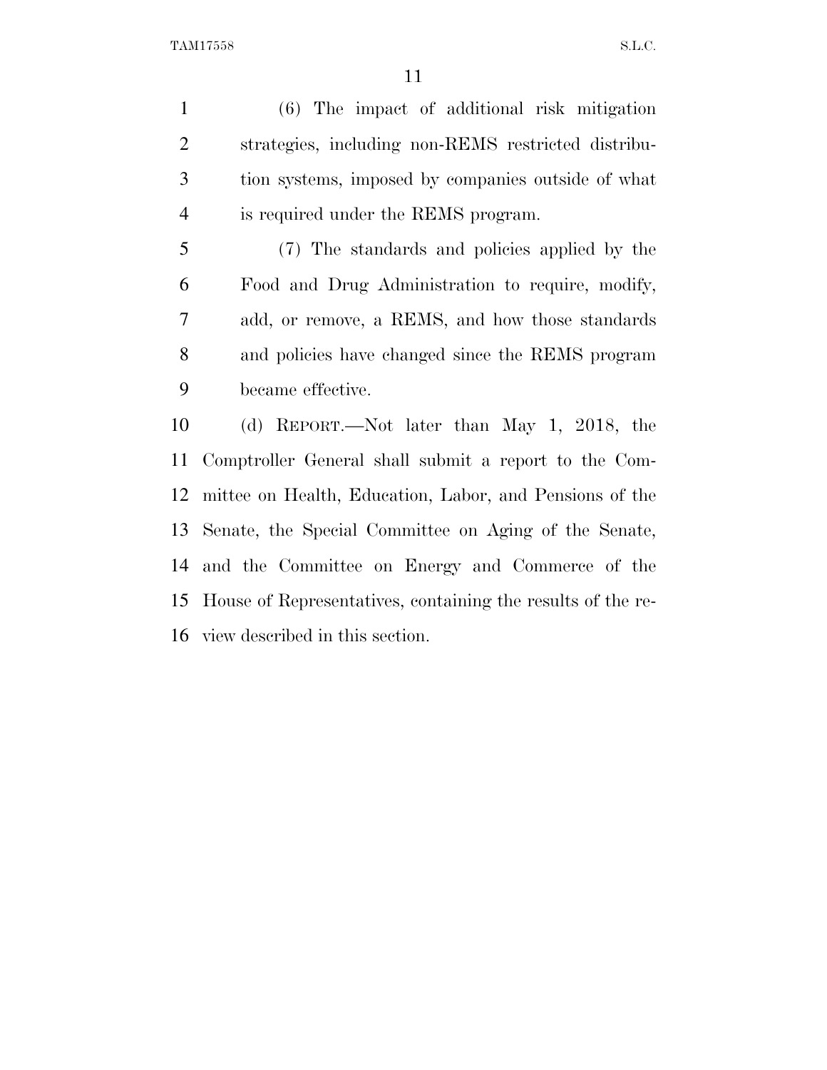(6) The impact of additional risk mitigation strategies, including non-REMS restricted distribution systems, imposed by companies outside of what is required under the REMS program.

(7) The standards and policies applied by the Food and Drug Administration to require, modify, add, or remove, a REMS, and how those standards and policies have changed since the REMS program became effective.

(d) REPORT.—Not later than May 1, 2018, the Comptroller General shall submit a report to the Committee on Health, Education, Labor, and Pensions of the Senate, the Special Committee on Aging of the Senate, and the Committee on Energy and Commerce of the House of Representatives, containing the results of the review described in this section.